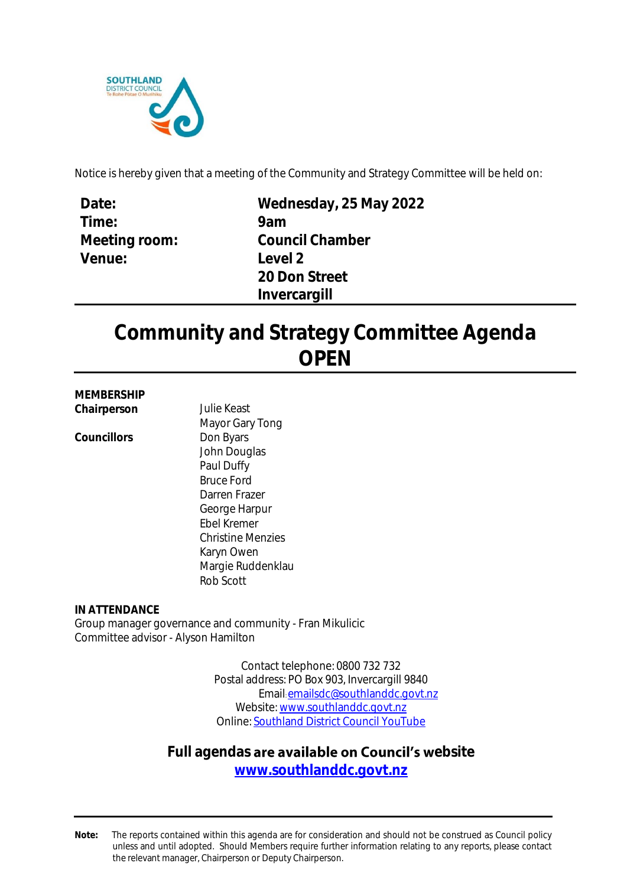SOUTHLAND DISTRICT COUNCIL
Te Rohe Pōtae O Murihiku

Notice is hereby given that a meeting of the Community and Strategy Committee will be held on:

| | |
|---|---|
| **Date:** | **Wednesday, 25 May 2022** |
| **Time:** | **9am** |
| **Meeting room:** | **Council Chamber** |
| **Venue:** | **Level 2<br>20 Don Street<br>Invercargill** |

# Community and Strategy Committee Agenda OPEN

**MEMBERSHIP**

| | |
|---|---|
| **Chairperson** | Julie Keast |
| | Mayor Gary Tong |
| **Councillors** | Don Byars |
| | John Douglas |
| | Paul Duffy |
| | Bruce Ford |
| | Darren Frazer |
| | George Harpur |
| | Ebel Kremer |
| | Christine Menzies |
| | Karyn Owen |
| | Margie Ruddenklau |
| | Rob Scott |

**IN ATTENDANCE**

Group manager governance and community - Fran Mikulicic
Committee advisor - Alyson Hamilton

Contact telephone: 0800 732 732
Postal address: PO Box 903, Invercargill 9840
Email: emailsdc@southlanddc.govt.nz
Website: www.southlanddc.govt.nz
Online: Southland District Council YouTube

**Full agendas are available on Council's website**
**www.southlanddc.govt.nz**

**Note:** The reports contained within this agenda are for consideration and should not be construed as Council policy unless and until adopted. Should Members require further information relating to any reports, please contact the relevant manager, Chairperson or Deputy Chairperson.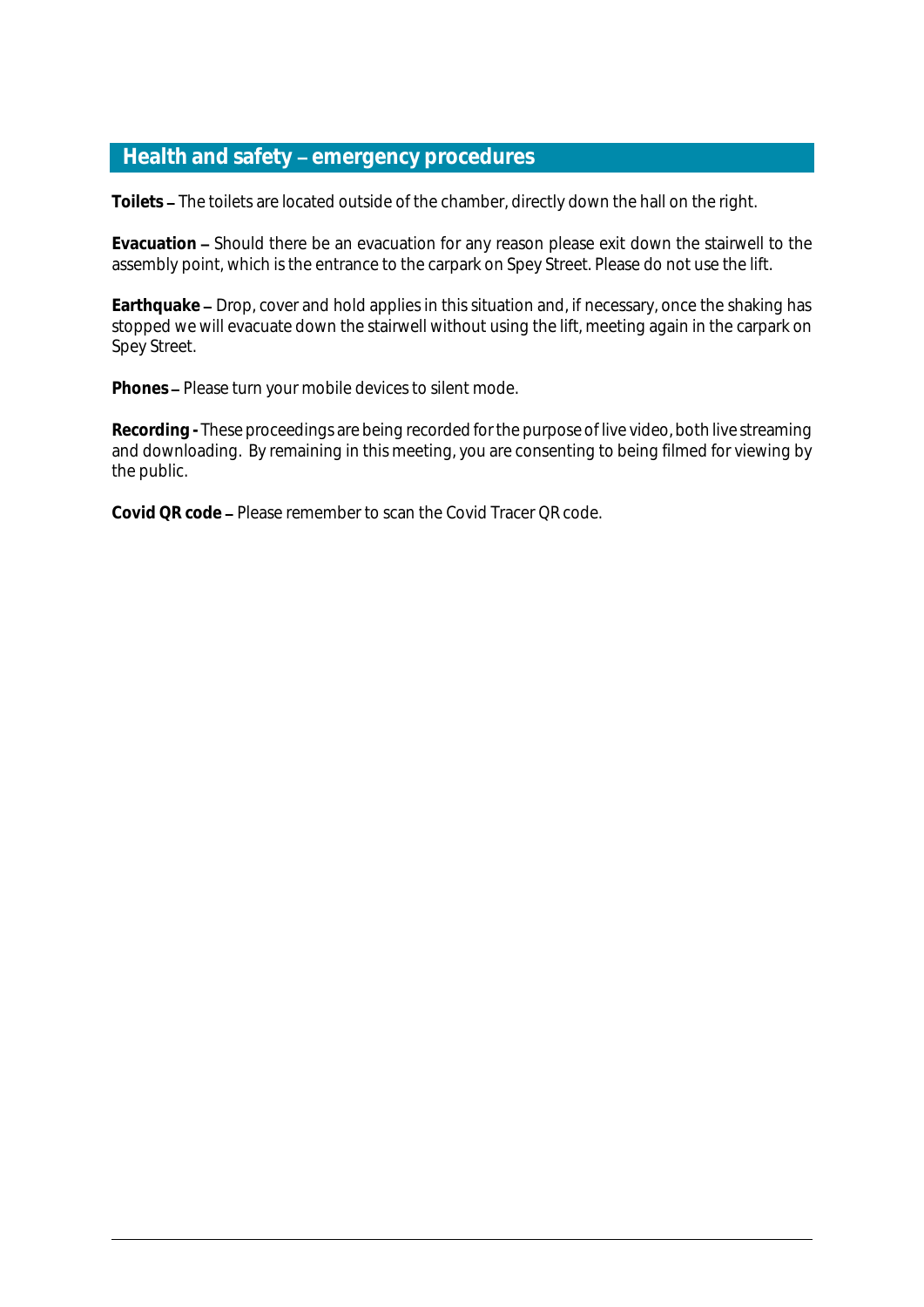## Health and safety – emergency procedures

**Toilets** – The toilets are located outside of the chamber, directly down the hall on the right.

**Evacuation** – Should there be an evacuation for any reason please exit down the stairwell to the assembly point, which is the entrance to the carpark on Spey Street. Please do not use the lift.

**Earthquake** – Drop, cover and hold applies in this situation and, if necessary, once the shaking has stopped we will evacuate down the stairwell without using the lift, meeting again in the carpark on Spey Street.

**Phones** – Please turn your mobile devices to silent mode.

**Recording -** These proceedings are being recorded for the purpose of live video, both live streaming and downloading. By remaining in this meeting, you are consenting to being filmed for viewing by the public.

**Covid QR code** – Please remember to scan the Covid Tracer QR code.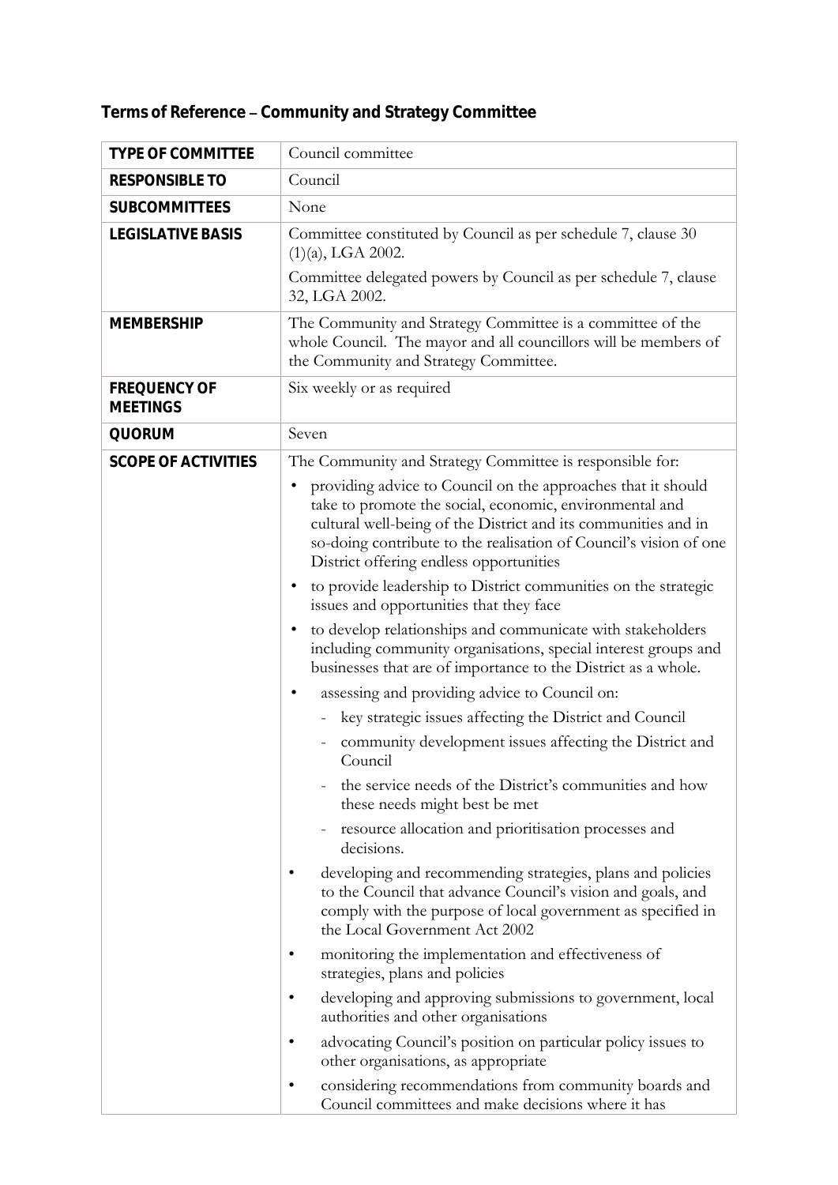## Terms of Reference – Community and Strategy Committee

| | |
|---|---|
| **TYPE OF COMMITTEE** | Council committee |
| **RESPONSIBLE TO** | Council |
| **SUBCOMMITTEES** | None |
| **LEGISLATIVE BASIS** | Committee constituted by Council as per schedule 7, clause 30 (1)(a), LGA 2002.<br><br>Committee delegated powers by Council as per schedule 7, clause 32, LGA 2002. |
| **MEMBERSHIP** | The Community and Strategy Committee is a committee of the whole Council. The mayor and all councillors will be members of the Community and Strategy Committee. |
| **FREQUENCY OF MEETINGS** | Six weekly or as required |
| **QUORUM** | Seven |
| **SCOPE OF ACTIVITIES** | The Community and Strategy Committee is responsible for:<br><br>• providing advice to Council on the approaches that it should take to promote the social, economic, environmental and cultural well-being of the District and its communities and in so-doing contribute to the realisation of Council's vision of one District offering endless opportunities<br><br>• to provide leadership to District communities on the strategic issues and opportunities that they face<br><br>• to develop relationships and communicate with stakeholders including community organisations, special interest groups and businesses that are of importance to the District as a whole.<br><br>• assessing and providing advice to Council on:<br>- key strategic issues affecting the District and Council<br>- community development issues affecting the District and Council<br>- the service needs of the District's communities and how these needs might best be met<br>- resource allocation and prioritisation processes and decisions.<br><br>• developing and recommending strategies, plans and policies to the Council that advance Council's vision and goals, and comply with the purpose of local government as specified in the Local Government Act 2002<br><br>• monitoring the implementation and effectiveness of strategies, plans and policies<br><br>• developing and approving submissions to government, local authorities and other organisations<br><br>• advocating Council's position on particular policy issues to other organisations, as appropriate<br><br>• considering recommendations from community boards and Council committees and make decisions where it has |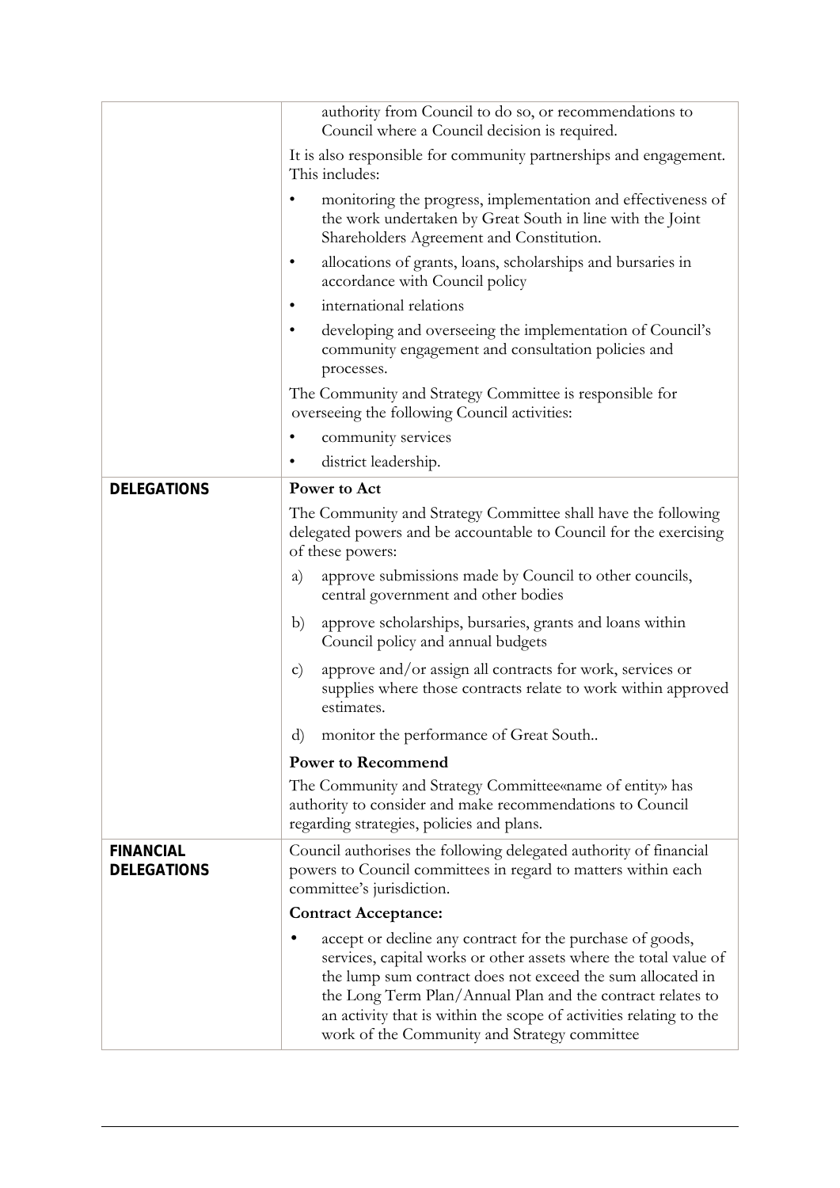| | |
|---|---|
| | authority from Council to do so, or recommendations to Council where a Council decision is required.<br><br>It is also responsible for community partnerships and engagement. This includes:<br><br>• monitoring the progress, implementation and effectiveness of the work undertaken by Great South in line with the Joint Shareholders Agreement and Constitution.<br>• allocations of grants, loans, scholarships and bursaries in accordance with Council policy<br>• international relations<br>• developing and overseeing the implementation of Council's community engagement and consultation policies and processes.<br><br>The Community and Strategy Committee is responsible for overseeing the following Council activities:<br><br>• community services<br>• district leadership. |
| **DELEGATIONS** | **Power to Act**<br><br>The Community and Strategy Committee shall have the following delegated powers and be accountable to Council for the exercising of these powers:<br><br>a) approve submissions made by Council to other councils, central government and other bodies<br>b) approve scholarships, bursaries, grants and loans within Council policy and annual budgets<br>c) approve and/or assign all contracts for work, services or supplies where those contracts relate to work within approved estimates.<br>d) monitor the performance of Great South..<br><br>**Power to Recommend**<br><br>The Community and Strategy Committee«name of entity» has authority to consider and make recommendations to Council regarding strategies, policies and plans. |
| **FINANCIAL DELEGATIONS** | Council authorises the following delegated authority of financial powers to Council committees in regard to matters within each committee's jurisdiction.<br><br>**Contract Acceptance:**<br><br>• accept or decline any contract for the purchase of goods, services, capital works or other assets where the total value of the lump sum contract does not exceed the sum allocated in the Long Term Plan/Annual Plan and the contract relates to an activity that is within the scope of activities relating to the work of the Community and Strategy committee |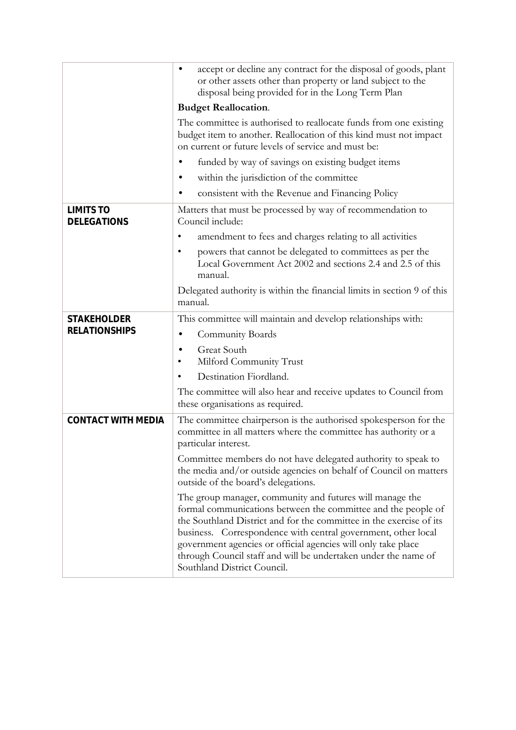| | |
|---|---|
| | • accept or decline any contract for the disposal of goods, plant or other assets other than property or land subject to the disposal being provided for in the Long Term Plan<br><br>**Budget Reallocation**.<br><br>The committee is authorised to reallocate funds from one existing budget item to another. Reallocation of this kind must not impact on current or future levels of service and must be:<br><br>• funded by way of savings on existing budget items<br>• within the jurisdiction of the committee<br>• consistent with the Revenue and Financing Policy |
| **LIMITS TO DELEGATIONS** | Matters that must be processed by way of recommendation to Council include:<br><br>• amendment to fees and charges relating to all activities<br>• powers that cannot be delegated to committees as per the Local Government Act 2002 and sections 2.4 and 2.5 of this manual.<br><br>Delegated authority is within the financial limits in section 9 of this manual. |
| **STAKEHOLDER RELATIONSHIPS** | This committee will maintain and develop relationships with:<br><br>• Community Boards<br>• Great South<br>• Milford Community Trust<br>• Destination Fiordland.<br><br>The committee will also hear and receive updates to Council from these organisations as required. |
| **CONTACT WITH MEDIA** | The committee chairperson is the authorised spokesperson for the committee in all matters where the committee has authority or a particular interest.<br><br>Committee members do not have delegated authority to speak to the media and/or outside agencies on behalf of Council on matters outside of the board's delegations.<br><br>The group manager, community and futures will manage the formal communications between the committee and the people of the Southland District and for the committee in the exercise of its business. Correspondence with central government, other local government agencies or official agencies will only take place through Council staff and will be undertaken under the name of Southland District Council. |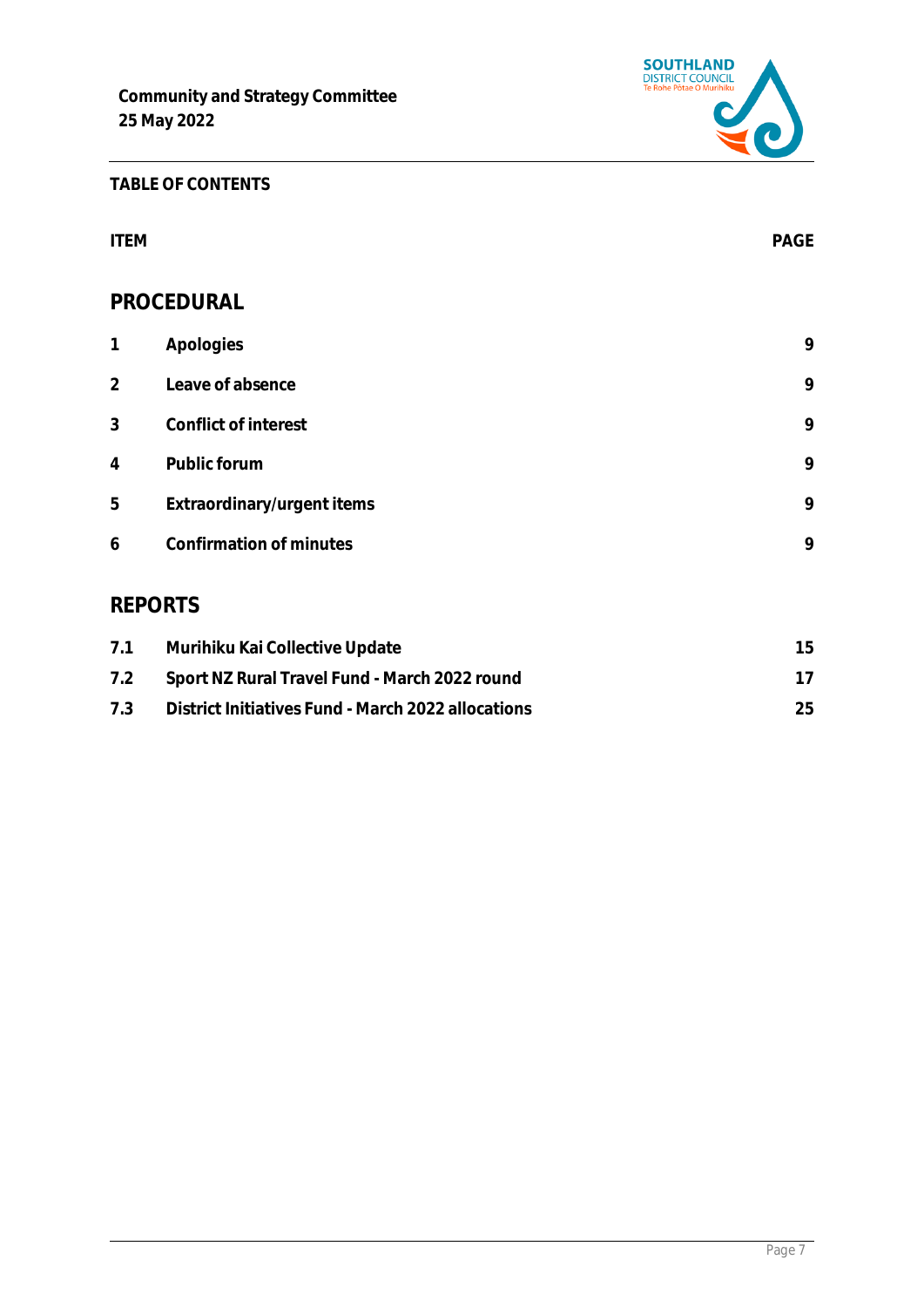**Community and Strategy Committee**
**25 May 2022**

**TABLE OF CONTENTS**

| ITEM | | PAGE |
|---|---|---|
| **PROCEDURAL** | | |
| 1 | Apologies | 9 |
| 2 | Leave of absence | 9 |
| 3 | Conflict of interest | 9 |
| 4 | Public forum | 9 |
| 5 | Extraordinary/urgent items | 9 |
| 6 | Confirmation of minutes | 9 |
| **REPORTS** | | |
| 7.1 | Murihiku Kai Collective Update | 15 |
| 7.2 | Sport NZ Rural Travel Fund - March 2022 round | 17 |
| 7.3 | District Initiatives Fund - March 2022 allocations | 25 |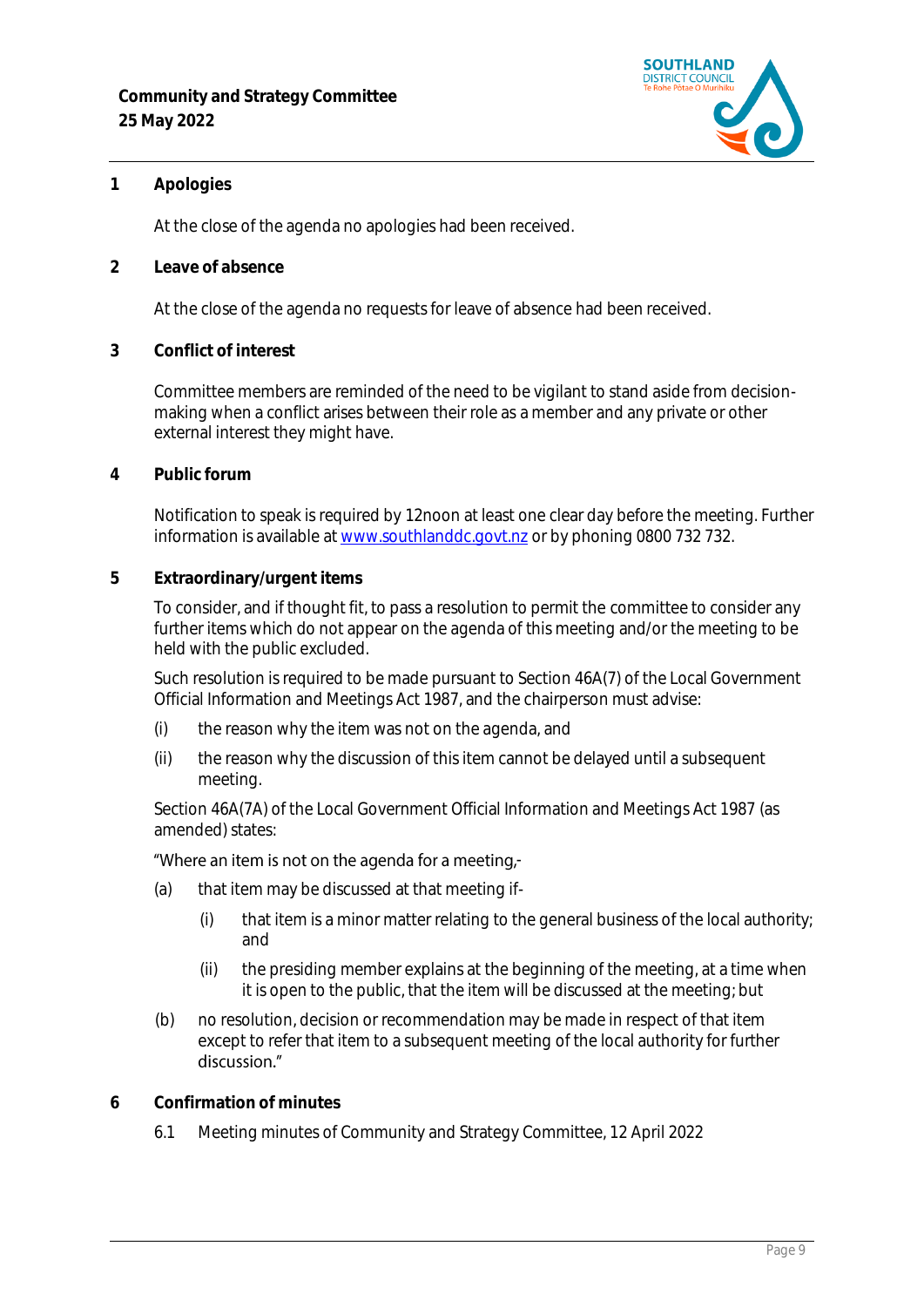## 1 Apologies

At the close of the agenda no apologies had been received.

## 2 Leave of absence

At the close of the agenda no requests for leave of absence had been received.

## 3 Conflict of interest

Committee members are reminded of the need to be vigilant to stand aside from decision-making when a conflict arises between their role as a member and any private or other external interest they might have.

## 4 Public forum

Notification to speak is required by 12noon at least one clear day before the meeting. Further information is available at www.southlanddc.govt.nz or by phoning 0800 732 732.

## 5 Extraordinary/urgent items

To consider, and if thought fit, to pass a resolution to permit the committee to consider any further items which do not appear on the agenda of this meeting and/or the meeting to be held with the public excluded.

Such resolution is required to be made pursuant to Section 46A(7) of the Local Government Official Information and Meetings Act 1987, and the chairperson must advise:

(i) the reason why the item was not on the agenda, and

(ii) the reason why the discussion of this item cannot be delayed until a subsequent meeting.

Section 46A(7A) of the Local Government Official Information and Meetings Act 1987 (as amended) states:

"Where an item is not on the agenda for a meeting,-

(a) that item may be discussed at that meeting if-

 (i) that item is a minor matter relating to the general business of the local authority; and

 (ii) the presiding member explains at the beginning of the meeting, at a time when it is open to the public, that the item will be discussed at the meeting; but

(b) no resolution, decision or recommendation may be made in respect of that item except to refer that item to a subsequent meeting of the local authority for further discussion."

## 6 Confirmation of minutes

6.1 Meeting minutes of Community and Strategy Committee, 12 April 2022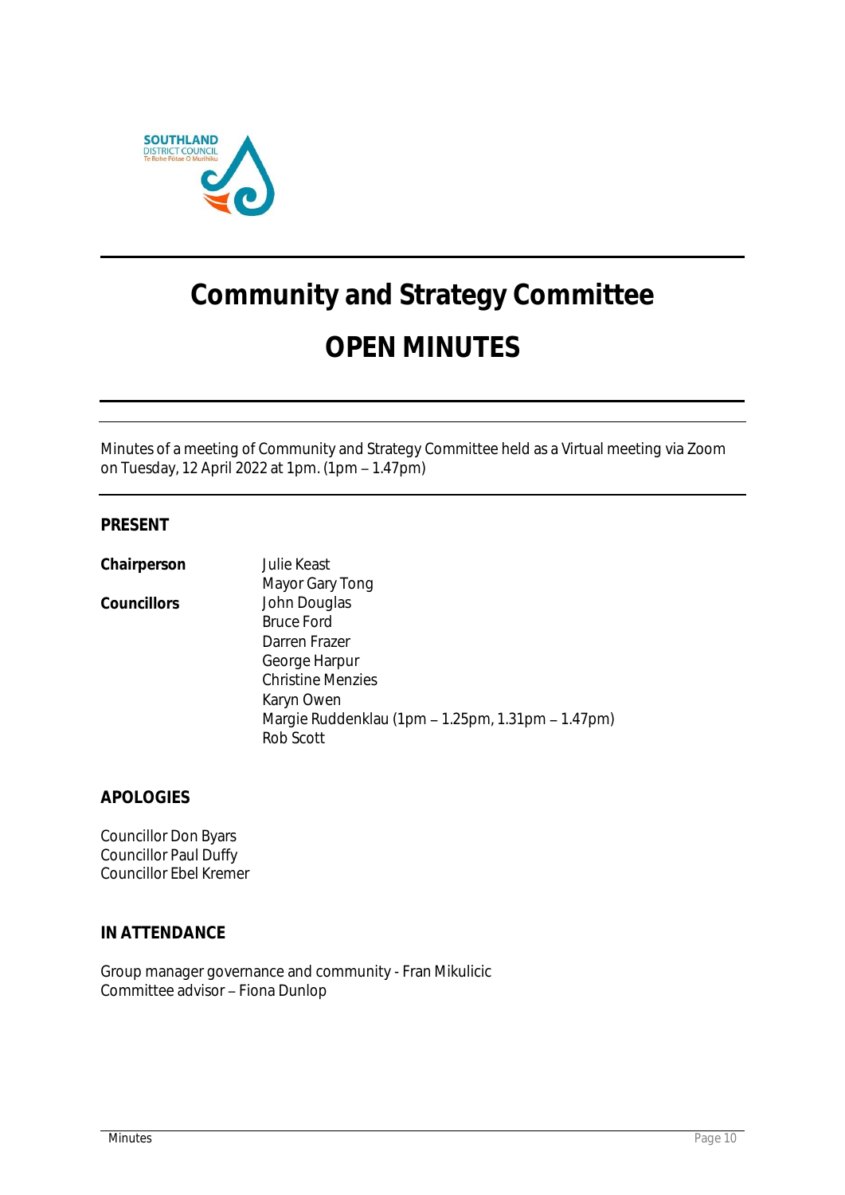# Community and Strategy Committee

# OPEN MINUTES

Minutes of a meeting of Community and Strategy Committee held as a Virtual meeting via Zoom on Tuesday, 12 April 2022 at 1pm. (1pm – 1.47pm)

## PRESENT

| | |
|---|---|
| **Chairperson** | Julie Keast |
| | Mayor Gary Tong |
| **Councillors** | John Douglas |
| | Bruce Ford |
| | Darren Frazer |
| | George Harpur |
| | Christine Menzies |
| | Karyn Owen |
| | Margie Ruddenklau (1pm – 1.25pm, 1.31pm – 1.47pm) |
| | Rob Scott |

## APOLOGIES

Councillor Don Byars
Councillor Paul Duffy
Councillor Ebel Kremer

## IN ATTENDANCE

Group manager governance and community - Fran Mikulicic
Committee advisor – Fiona Dunlop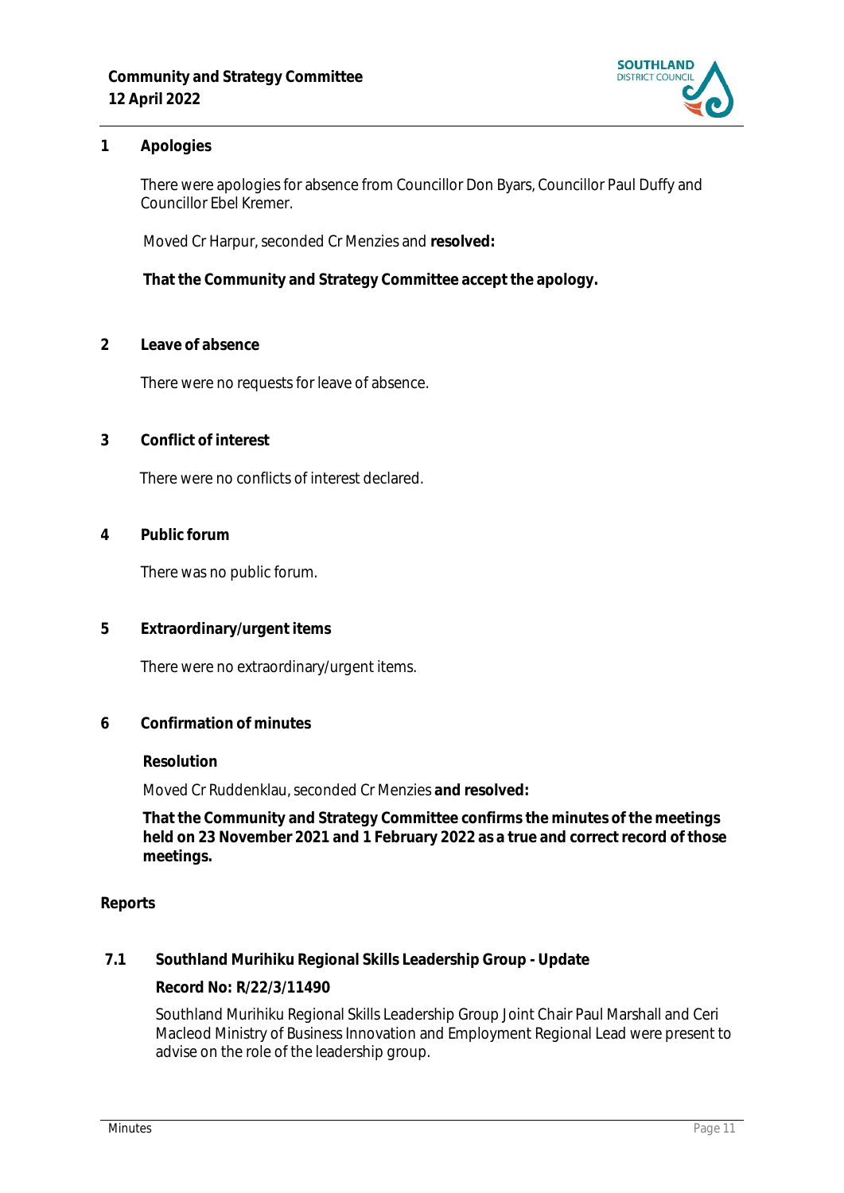## 1 Apologies

There were apologies for absence from Councillor Don Byars, Councillor Paul Duffy and Councillor Ebel Kremer.

Moved Cr Harpur, seconded Cr Menzies and **resolved:**

**That the Community and Strategy Committee accept the apology.**

## 2 Leave of absence

There were no requests for leave of absence.

## 3 Conflict of interest

There were no conflicts of interest declared.

## 4 Public forum

There was no public forum.

## 5 Extraordinary/urgent items

There were no extraordinary/urgent items.

## 6 Confirmation of minutes

**Resolution**

Moved Cr Ruddenklau, seconded Cr Menzies **and resolved:**

**That the Community and Strategy Committee confirms the minutes of the meetings held on 23 November 2021 and 1 February 2022 as a true and correct record of those meetings.**

## Reports

### 7.1 Southland Murihiku Regional Skills Leadership Group - Update

**Record No: R/22/3/11490**

Southland Murihiku Regional Skills Leadership Group Joint Chair Paul Marshall and Ceri Macleod Ministry of Business Innovation and Employment Regional Lead were present to advise on the role of the leadership group.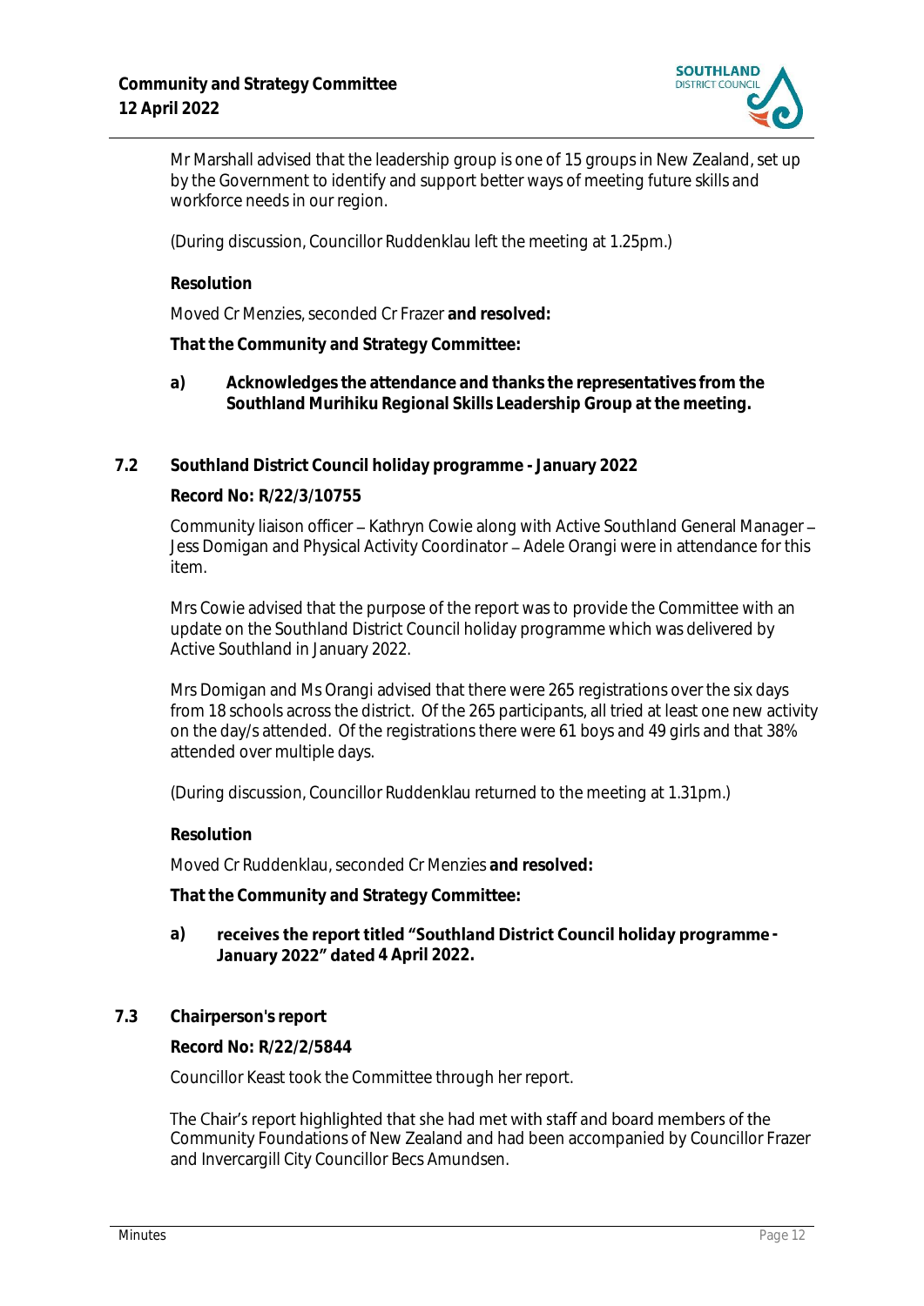Mr Marshall advised that the leadership group is one of 15 groups in New Zealand, set up by the Government to identify and support better ways of meeting future skills and workforce needs in our region.

(During discussion, Councillor Ruddenklau left the meeting at 1.25pm.)

**Resolution**

Moved Cr Menzies, seconded Cr Frazer **and resolved:**

**That the Community and Strategy Committee:**

**a) Acknowledges the attendance and thanks the representatives from the Southland Murihiku Regional Skills Leadership Group at the meeting.**

## 7.2 Southland District Council holiday programme - January 2022

**Record No: R/22/3/10755**

Community liaison officer – Kathryn Cowie along with Active Southland General Manager – Jess Domigan and Physical Activity Coordinator – Adele Orangi were in attendance for this item.

Mrs Cowie advised that the purpose of the report was to provide the Committee with an update on the Southland District Council holiday programme which was delivered by Active Southland in January 2022.

Mrs Domigan and Ms Orangi advised that there were 265 registrations over the six days from 18 schools across the district. Of the 265 participants, all tried at least one new activity on the day/s attended. Of the registrations there were 61 boys and 49 girls and that 38% attended over multiple days.

(During discussion, Councillor Ruddenklau returned to the meeting at 1.31pm.)

**Resolution**

Moved Cr Ruddenklau, seconded Cr Menzies **and resolved:**

**That the Community and Strategy Committee:**

**a) receives the report titled "Southland District Council holiday programme - January 2022" dated 4 April 2022.**

## 7.3 Chairperson's report

**Record No: R/22/2/5844**

Councillor Keast took the Committee through her report.

The Chair's report highlighted that she had met with staff and board members of the Community Foundations of New Zealand and had been accompanied by Councillor Frazer and Invercargill City Councillor Becs Amundsen.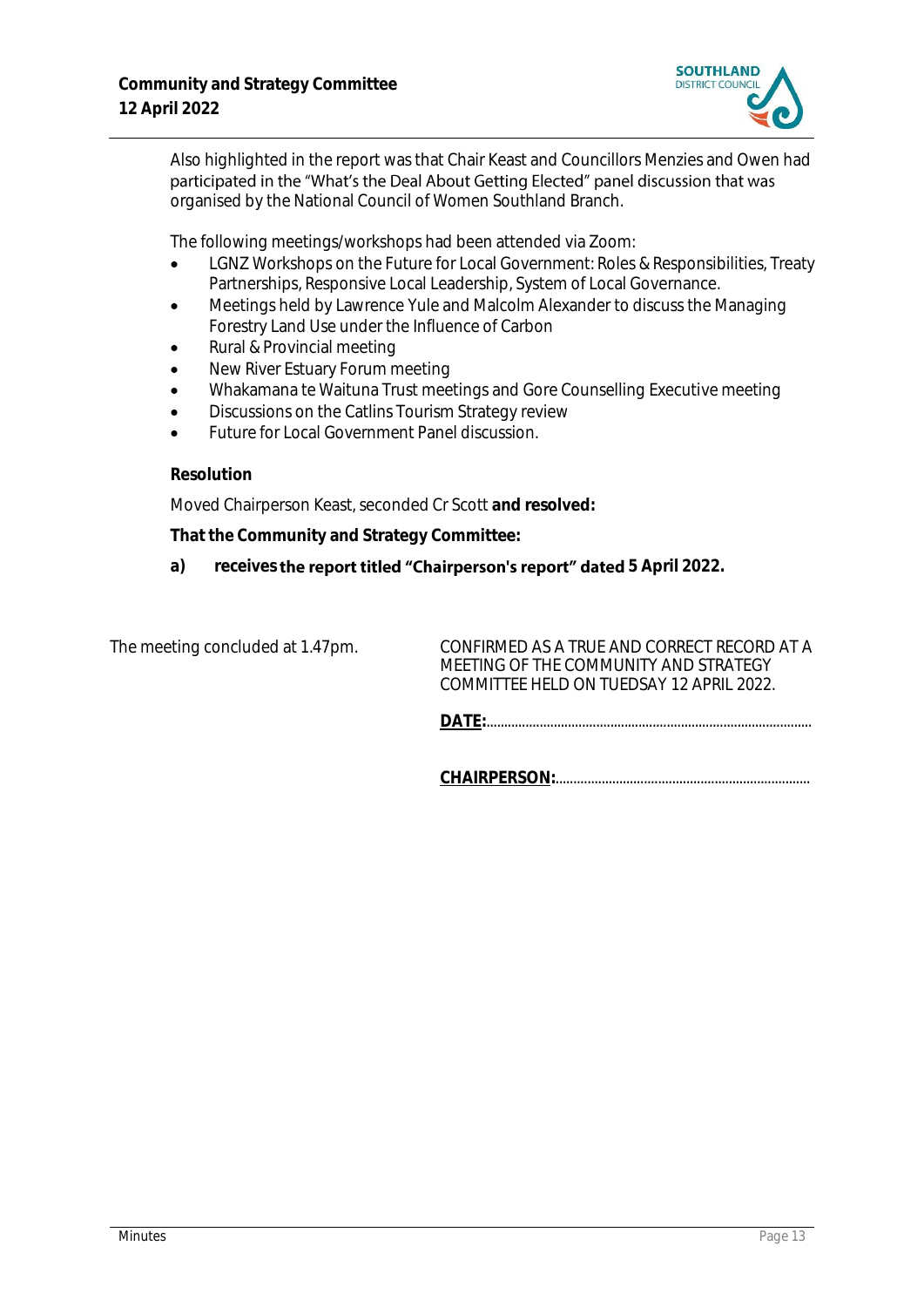Also highlighted in the report was that Chair Keast and Councillors Menzies and Owen had participated in the "What's the Deal About Getting Elected" panel discussion that was organised by the National Council of Women Southland Branch.

The following meetings/workshops had been attended via Zoom:

- LGNZ Workshops on the Future for Local Government: Roles & Responsibilities, Treaty Partnerships, Responsive Local Leadership, System of Local Governance.
- Meetings held by Lawrence Yule and Malcolm Alexander to discuss the Managing Forestry Land Use under the Influence of Carbon
- Rural & Provincial meeting
- New River Estuary Forum meeting
- Whakamana te Waituna Trust meetings and Gore Counselling Executive meeting
- Discussions on the Catlins Tourism Strategy review
- Future for Local Government Panel discussion.

**Resolution**

Moved Chairperson Keast, seconded Cr Scott **and resolved:**

**That the Community and Strategy Committee:**

**a) receives the report titled "Chairperson's report" dated 5 April 2022.**

The meeting concluded at 1.47pm.

CONFIRMED AS A TRUE AND CORRECT RECORD AT A MEETING OF THE COMMUNITY AND STRATEGY COMMITTEE HELD ON TUEDSAY 12 APRIL 2022.

**DATE:**...............................................................................................

**CHAIRPERSON:**...........................................................................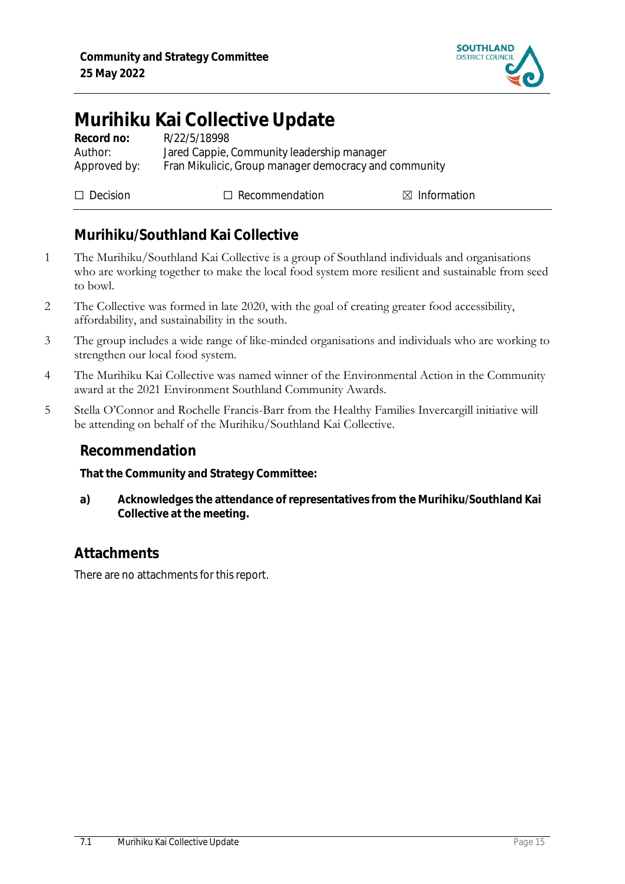# Murihiku Kai Collective Update

**Record no:** R/22/5/18998
Author: Jared Cappie, Community leadership manager
Approved by: Fran Mikulicic, Group manager democracy and community

☐ Decision ☐ Recommendation ☒ Information

## Murihiku/Southland Kai Collective

1 The Murihiku/Southland Kai Collective is a group of Southland individuals and organisations who are working together to make the local food system more resilient and sustainable from seed to bowl.

2 The Collective was formed in late 2020, with the goal of creating greater food accessibility, affordability, and sustainability in the south.

3 The group includes a wide range of like-minded organisations and individuals who are working to strengthen our local food system.

4 The Murihiku Kai Collective was named winner of the Environmental Action in the Community award at the 2021 Environment Southland Community Awards.

5 Stella O'Connor and Rochelle Francis-Barr from the Healthy Families Invercargill initiative will be attending on behalf of the Murihiku/Southland Kai Collective.

## Recommendation

**That the Community and Strategy Committee:**

**a) Acknowledges the attendance of representatives from the Murihiku/Southland Kai Collective at the meeting.**

## Attachments

There are no attachments for this report.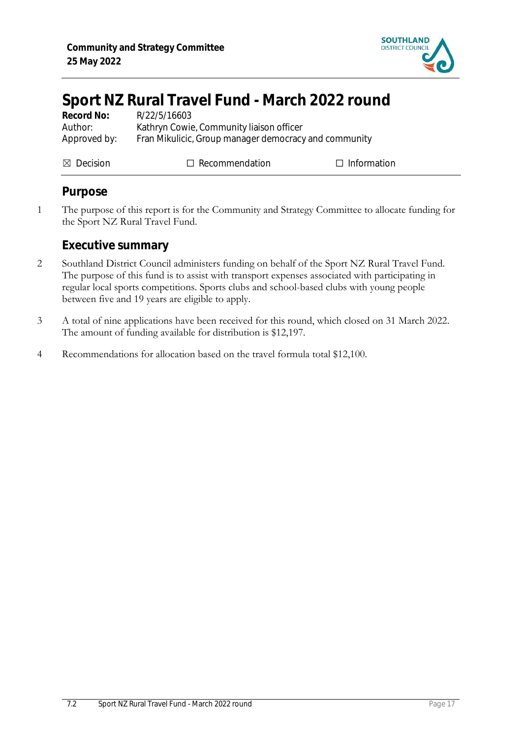# Sport NZ Rural Travel Fund - March 2022 round

**Record No:** R/22/5/16603
Author: Kathryn Cowie, Community liaison officer
Approved by: Fran Mikulicic, Group manager democracy and community

☒ Decision ☐ Recommendation ☐ Information

## Purpose

1 The purpose of this report is for the Community and Strategy Committee to allocate funding for the Sport NZ Rural Travel Fund.

## Executive summary

2 Southland District Council administers funding on behalf of the Sport NZ Rural Travel Fund. The purpose of this fund is to assist with transport expenses associated with participating in regular local sports competitions. Sports clubs and school-based clubs with young people between five and 19 years are eligible to apply.

3 A total of nine applications have been received for this round, which closed on 31 March 2022. The amount of funding available for distribution is $12,197.

4 Recommendations for allocation based on the travel formula total $12,100.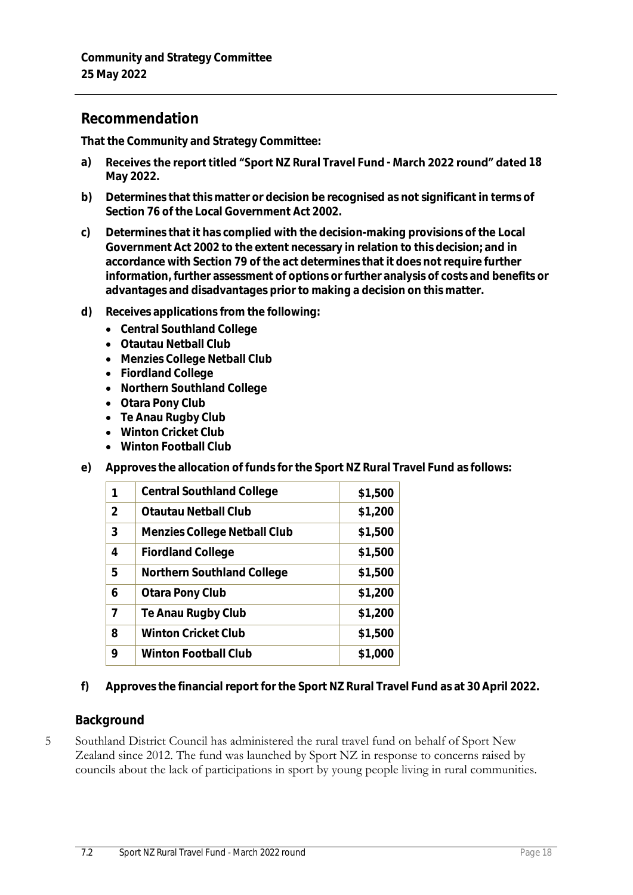## Recommendation

**That the Community and Strategy Committee:**

**a) Receives the report titled "Sport NZ Rural Travel Fund - March 2022 round" dated 18 May 2022.**

**b) Determines that this matter or decision be recognised as not significant in terms of Section 76 of the Local Government Act 2002.**

**c) Determines that it has complied with the decision-making provisions of the Local Government Act 2002 to the extent necessary in relation to this decision; and in accordance with Section 79 of the act determines that it does not require further information, further assessment of options or further analysis of costs and benefits or advantages and disadvantages prior to making a decision on this matter.**

**d) Receives applications from the following:**

- **Central Southland College**
- **Otautau Netball Club**
- **Menzies College Netball Club**
- **Fiordland College**
- **Northern Southland College**
- **Otara Pony Club**
- **Te Anau Rugby Club**
- **Winton Cricket Club**
- **Winton Football Club**

**e) Approves the allocation of funds for the Sport NZ Rural Travel Fund as follows:**

| | | |
|---|---|---|
| 1 | Central Southland College | $1,500 |
| 2 | Otautau Netball Club | $1,200 |
| 3 | Menzies College Netball Club | $1,500 |
| 4 | Fiordland College | $1,500 |
| 5 | Northern Southland College | $1,500 |
| 6 | Otara Pony Club | $1,200 |
| 7 | Te Anau Rugby Club | $1,200 |
| 8 | Winton Cricket Club | $1,500 |
| 9 | Winton Football Club | $1,000 |

**f) Approves the financial report for the Sport NZ Rural Travel Fund as at 30 April 2022.**

### Background

5 Southland District Council has administered the rural travel fund on behalf of Sport New Zealand since 2012. The fund was launched by Sport NZ in response to concerns raised by councils about the lack of participations in sport by young people living in rural communities.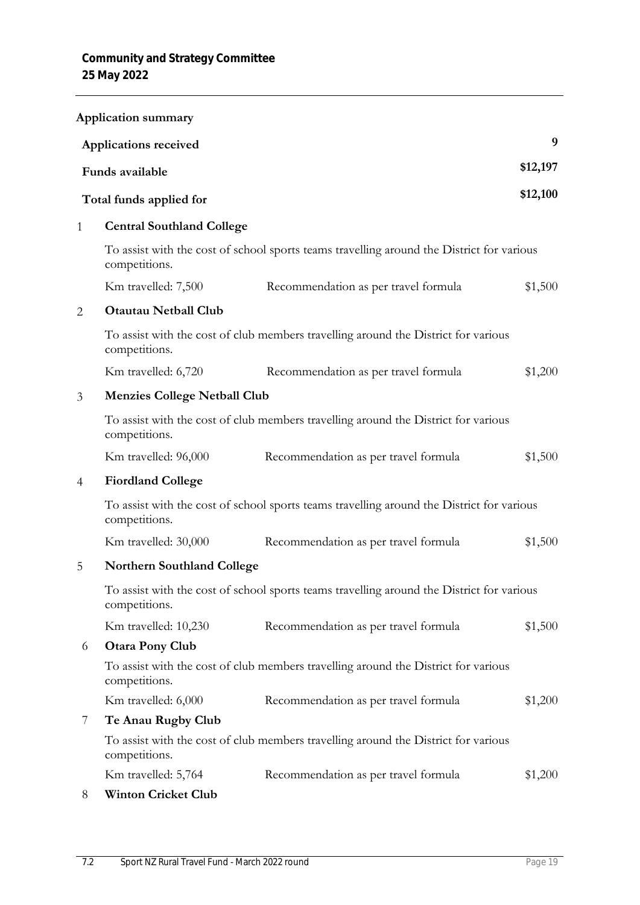**Application summary**

| | |
|---|---|
| **Applications received** | **9** |
| **Funds available** | **$12,197** |
| **Total funds applied for** | **$12,100** |

1 **Central Southland College**

To assist with the cost of school sports teams travelling around the District for various competitions.

| Km travelled: 7,500 | Recommendation as per travel formula | $1,500 |
|---|---|---|

2 **Otautau Netball Club**

To assist with the cost of club members travelling around the District for various competitions.

| Km travelled: 6,720 | Recommendation as per travel formula | $1,200 |
|---|---|---|

3 **Menzies College Netball Club**

To assist with the cost of club members travelling around the District for various competitions.

| Km travelled: 96,000 | Recommendation as per travel formula | $1,500 |
|---|---|---|

4 **Fiordland College**

To assist with the cost of school sports teams travelling around the District for various competitions.

| Km travelled: 30,000 | Recommendation as per travel formula | $1,500 |
|---|---|---|

5 **Northern Southland College**

To assist with the cost of school sports teams travelling around the District for various competitions.

| Km travelled: 10,230 | Recommendation as per travel formula | $1,500 |
|---|---|---|

6 **Otara Pony Club**

To assist with the cost of club members travelling around the District for various competitions.

| Km travelled: 6,000 | Recommendation as per travel formula | $1,200 |
|---|---|---|

7 **Te Anau Rugby Club**

To assist with the cost of club members travelling around the District for various competitions.

| Km travelled: 5,764 | Recommendation as per travel formula | $1,200 |
|---|---|---|

8 **Winton Cricket Club**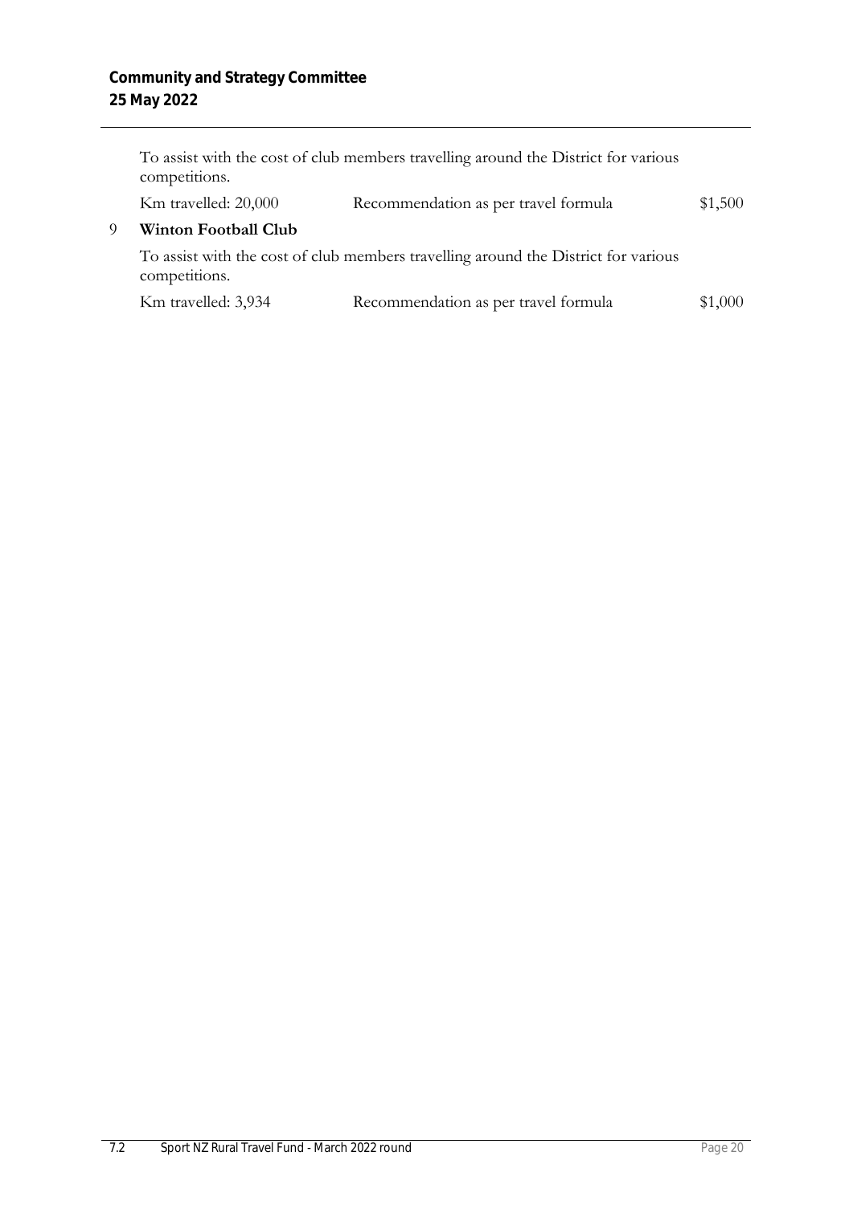To assist with the cost of club members travelling around the District for various competitions.

| Km travelled: 20,000 | Recommendation as per travel formula | $1,500 |
|---|---|---|

9 **Winton Football Club**

To assist with the cost of club members travelling around the District for various competitions.

| Km travelled: 3,934 | Recommendation as per travel formula | $1,000 |
|---|---|---|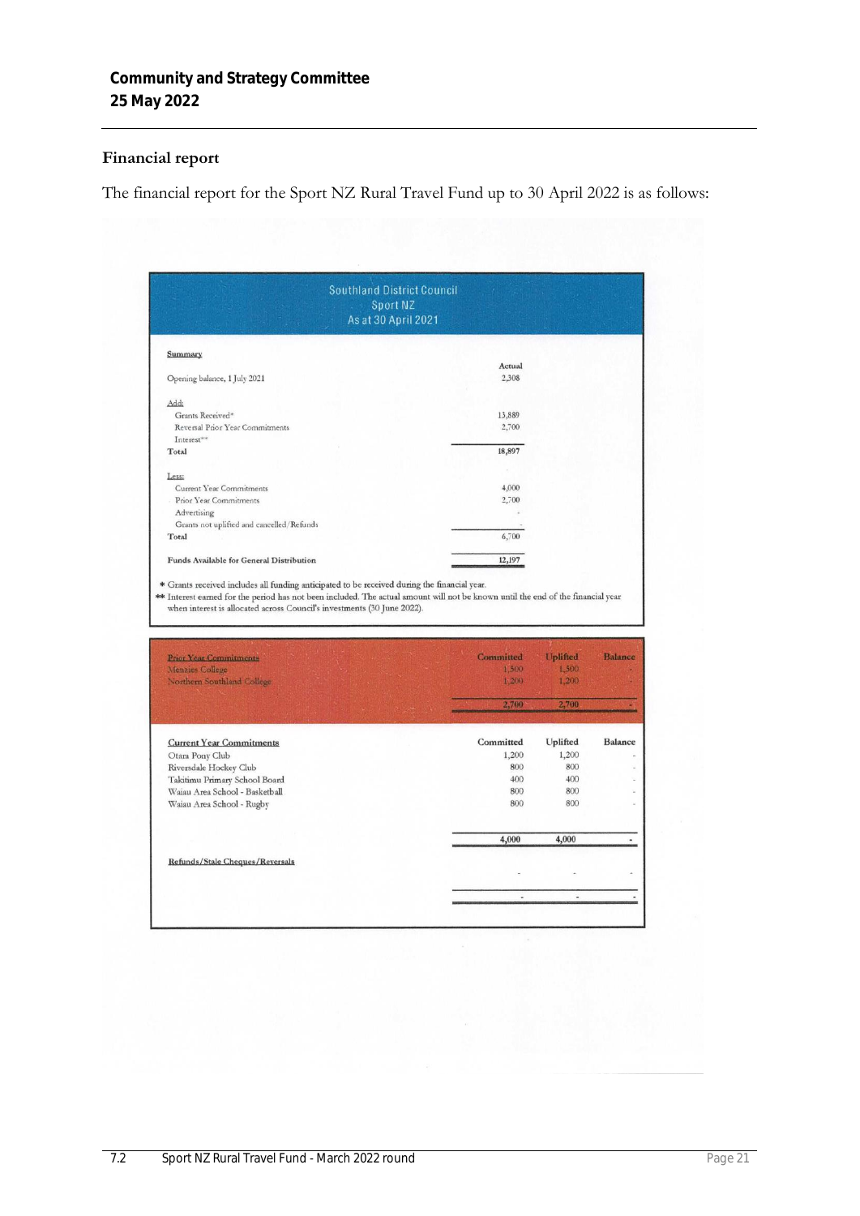## Financial report

The financial report for the Sport NZ Rural Travel Fund up to 30 April 2022 is as follows:

Southland District Council
Sport NZ
As at 30 April 2021

**Summary**

| | Actual |
|---|---|
| Opening balance, 1 July 2021 | 2,308 |
| Add: | |
| Grants Received* | 13,889 |
| Reversal Prior Year Commitments | 2,700 |
| Interest** | |
| Total | 18,897 |
| Less: | |
| Current Year Commitments | 4,000 |
| Prior Year Commitments | 2,700 |
| Advertising | - |
| Grants not uplifted and cancelled/Refunds | - |
| Total | 6,700 |
| **Funds Available for General Distribution** | 12,197 |

\* Grants received includes all funding anticipated to be received during the financial year.
\*\* Interest earned for the period has not been included. The actual amount will not be known until the end of the financial year when interest is allocated across Council's investments (30 June 2022).

| Prior Year Commitments | Committed | Uplifted | Balance |
|---|---|---|---|
| Menzies College | 1,500 | 1,500 | - |
| Northern Southland College | 1,200 | 1,200 | - |
| | 2,700 | 2,700 | - |

| Current Year Commitments | Committed | Uplifted | Balance |
|---|---|---|---|
| Otara Pony Club | 1,200 | 1,200 | - |
| Riversdale Hockey Club | 800 | 800 | - |
| Takitimu Primary School Board | 400 | 400 | - |
| Waiau Area School - Basketball | 800 | 800 | - |
| Waiau Area School - Rugby | 800 | 800 | - |
| | 4,000 | 4,000 | - |

| Refunds/Stale Cheques/Reversals | | | |
|---|---|---|---|
| | - | - | - |
| | - | - | - |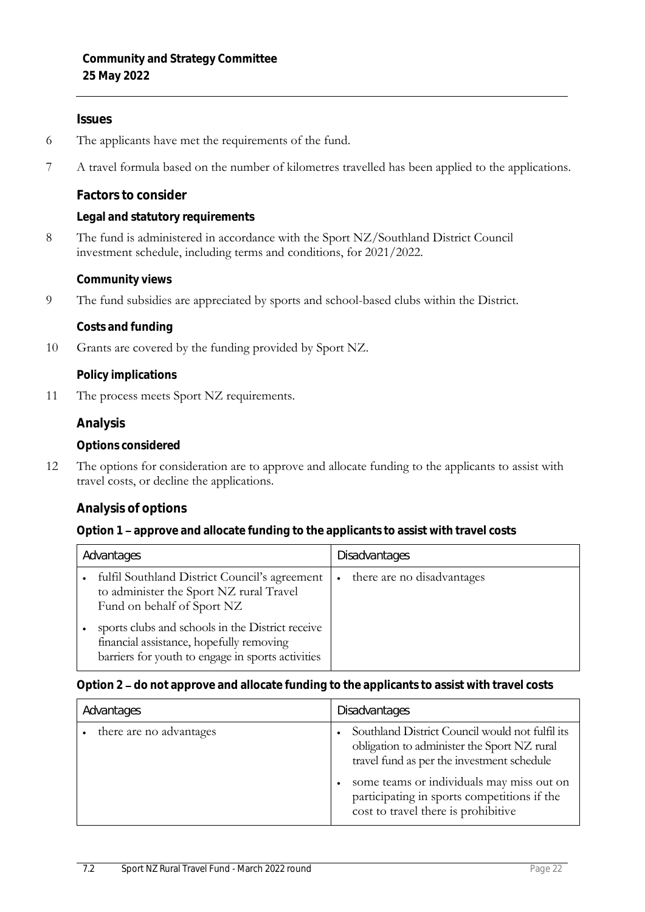## Issues

6 The applicants have met the requirements of the fund.

7 A travel formula based on the number of kilometres travelled has been applied to the applications.

## Factors to consider

### Legal and statutory requirements

8 The fund is administered in accordance with the Sport NZ/Southland District Council investment schedule, including terms and conditions, for 2021/2022.

### Community views

9 The fund subsidies are appreciated by sports and school-based clubs within the District.

### Costs and funding

10 Grants are covered by the funding provided by Sport NZ.

### Policy implications

11 The process meets Sport NZ requirements.

## Analysis

### Options considered

12 The options for consideration are to approve and allocate funding to the applicants to assist with travel costs, or decline the applications.

## Analysis of options

### Option 1 – approve and allocate funding to the applicants to assist with travel costs

| Advantages | Disadvantages |
| --- | --- |
| • fulfil Southland District Council's agreement to administer the Sport NZ rural Travel Fund on behalf of Sport NZ<br>• sports clubs and schools in the District receive financial assistance, hopefully removing barriers for youth to engage in sports activities | • there are no disadvantages |

### Option 2 – do not approve and allocate funding to the applicants to assist with travel costs

| Advantages | Disadvantages |
| --- | --- |
| • there are no advantages | • Southland District Council would not fulfil its obligation to administer the Sport NZ rural travel fund as per the investment schedule<br>• some teams or individuals may miss out on participating in sports competitions if the cost to travel there is prohibitive |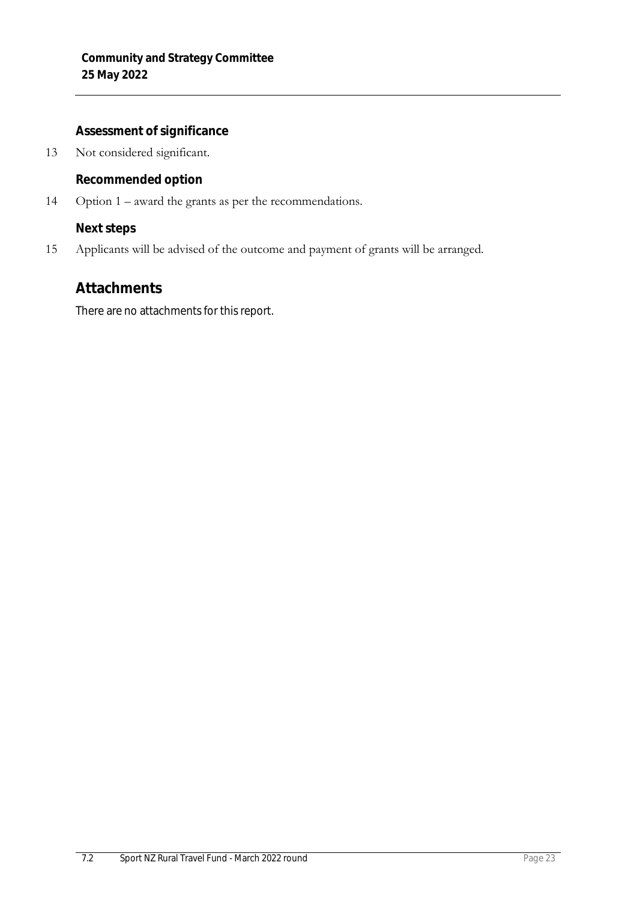### Assessment of significance

13 Not considered significant.

### Recommended option

14 Option 1 – award the grants as per the recommendations.

### Next steps

15 Applicants will be advised of the outcome and payment of grants will be arranged.

## Attachments

There are no attachments for this report.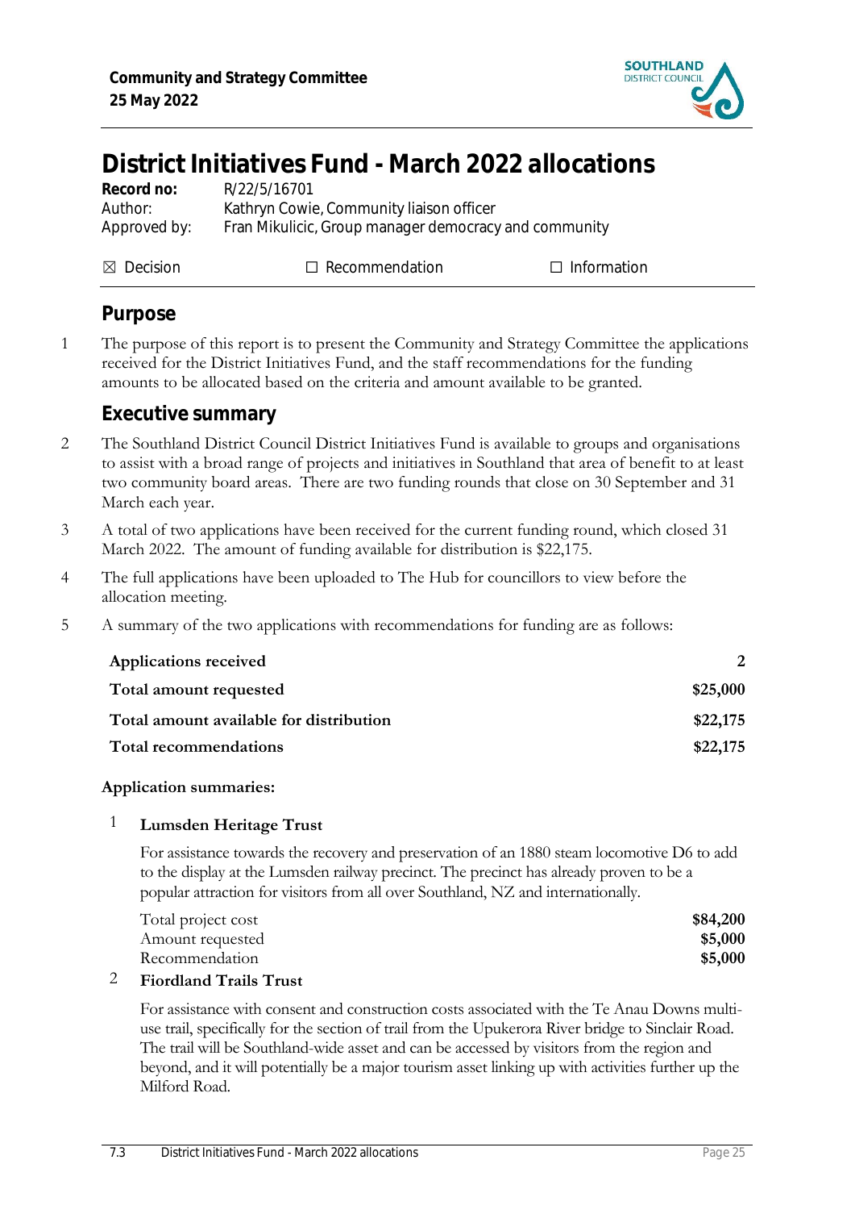# District Initiatives Fund - March 2022 allocations

**Record no:** R/22/5/16701
Author: Kathryn Cowie, Community liaison officer
Approved by: Fran Mikulicic, Group manager democracy and community

☒ Decision ☐ Recommendation ☐ Information

## Purpose

1 The purpose of this report is to present the Community and Strategy Committee the applications received for the District Initiatives Fund, and the staff recommendations for the funding amounts to be allocated based on the criteria and amount available to be granted.

## Executive summary

2 The Southland District Council District Initiatives Fund is available to groups and organisations to assist with a broad range of projects and initiatives in Southland that area of benefit to at least two community board areas. There are two funding rounds that close on 30 September and 31 March each year.

3 A total of two applications have been received for the current funding round, which closed 31 March 2022. The amount of funding available for distribution is $22,175.

4 The full applications have been uploaded to The Hub for councillors to view before the allocation meeting.

5 A summary of the two applications with recommendations for funding are as follows:

| | |
|---|---|
| **Applications received** | **2** |
| **Total amount requested** | **$25,000** |
| **Total amount available for distribution** | **$22,175** |
| **Total recommendations** | **$22,175** |

**Application summaries:**

1 **Lumsden Heritage Trust**

For assistance towards the recovery and preservation of an 1880 steam locomotive D6 to add to the display at the Lumsden railway precinct. The precinct has already proven to be a popular attraction for visitors from all over Southland, NZ and internationally.

| | |
|---|---|
| Total project cost | **$84,200** |
| Amount requested | **$5,000** |
| Recommendation | **$5,000** |

2 **Fiordland Trails Trust**

For assistance with consent and construction costs associated with the Te Anau Downs multi-use trail, specifically for the section of trail from the Upukerora River bridge to Sinclair Road. The trail will be Southland-wide asset and can be accessed by visitors from the region and beyond, and it will potentially be a major tourism asset linking up with activities further up the Milford Road.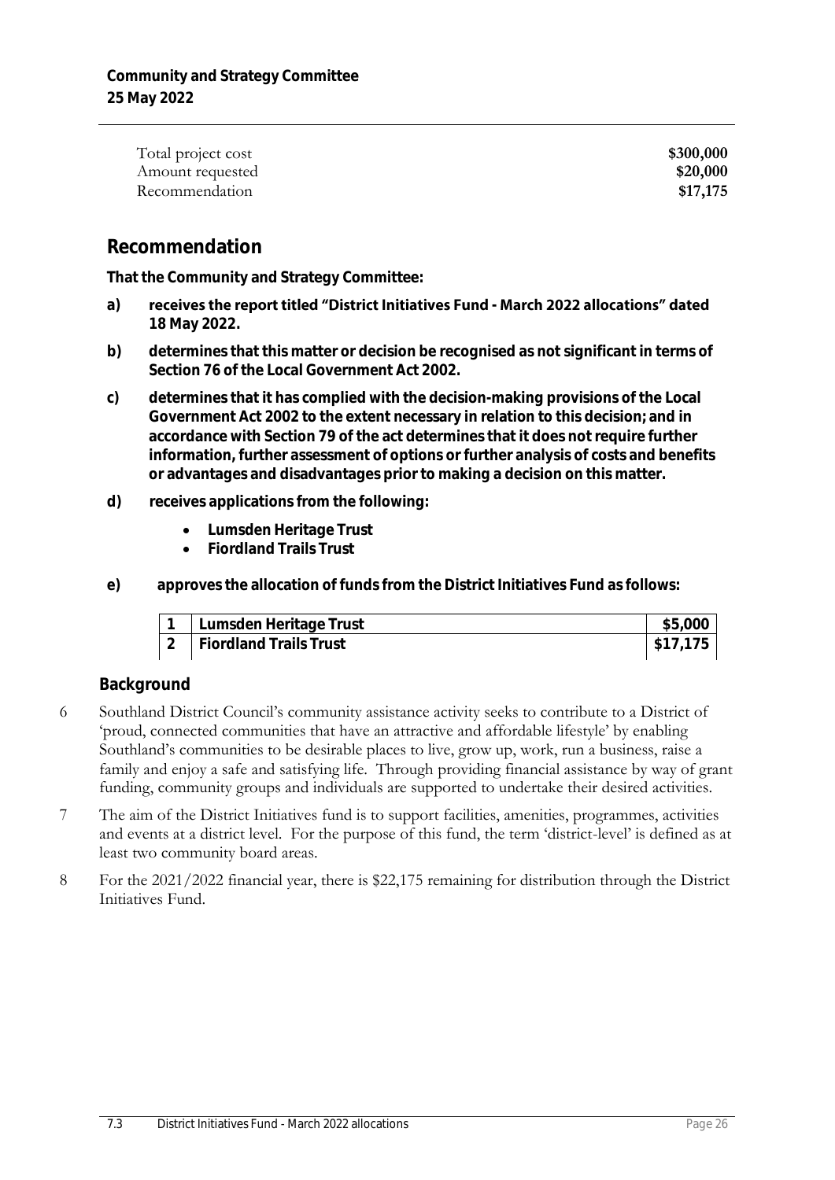| | |
|---|---|
| Total project cost | **$300,000** |
| Amount requested | **$20,000** |
| Recommendation | **$17,175** |

## Recommendation

**That the Community and Strategy Committee:**

**a)** **receives the report titled "District Initiatives Fund - March 2022 allocations" dated 18 May 2022.**

**b)** **determines that this matter or decision be recognised as not significant in terms of Section 76 of the Local Government Act 2002.**

**c)** **determines that it has complied with the decision-making provisions of the Local Government Act 2002 to the extent necessary in relation to this decision; and in accordance with Section 79 of the act determines that it does not require further information, further assessment of options or further analysis of costs and benefits or advantages and disadvantages prior to making a decision on this matter.**

**d)** **receives applications from the following:**

- **Lumsden Heritage Trust**
- **Fiordland Trails Trust**

**e)** **approves the allocation of funds from the District Initiatives Fund as follows:**

| | | |
|---|---|---|
| **1** | **Lumsden Heritage Trust** | **$5,000** |
| **2** | **Fiordland Trails Trust** | **$17,175** |

### Background

6 Southland District Council's community assistance activity seeks to contribute to a District of 'proud, connected communities that have an attractive and affordable lifestyle' by enabling Southland's communities to be desirable places to live, grow up, work, run a business, raise a family and enjoy a safe and satisfying life. Through providing financial assistance by way of grant funding, community groups and individuals are supported to undertake their desired activities.

7 The aim of the District Initiatives fund is to support facilities, amenities, programmes, activities and events at a district level. For the purpose of this fund, the term 'district-level' is defined as at least two community board areas.

8 For the 2021/2022 financial year, there is $22,175 remaining for distribution through the District Initiatives Fund.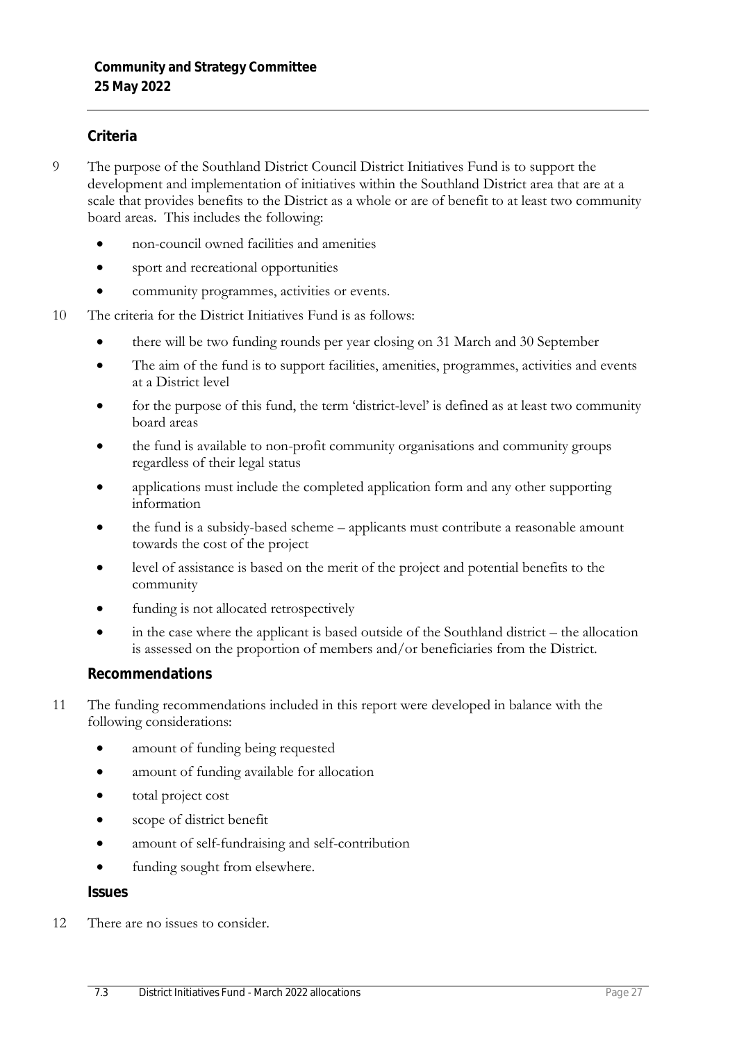## Criteria

9 The purpose of the Southland District Council District Initiatives Fund is to support the development and implementation of initiatives within the Southland District area that are at a scale that provides benefits to the District as a whole or are of benefit to at least two community board areas. This includes the following:

- non-council owned facilities and amenities
- sport and recreational opportunities
- community programmes, activities or events.

10 The criteria for the District Initiatives Fund is as follows:

- there will be two funding rounds per year closing on 31 March and 30 September
- The aim of the fund is to support facilities, amenities, programmes, activities and events at a District level
- for the purpose of this fund, the term 'district-level' is defined as at least two community board areas
- the fund is available to non-profit community organisations and community groups regardless of their legal status
- applications must include the completed application form and any other supporting information
- the fund is a subsidy-based scheme – applicants must contribute a reasonable amount towards the cost of the project
- level of assistance is based on the merit of the project and potential benefits to the community
- funding is not allocated retrospectively
- in the case where the applicant is based outside of the Southland district – the allocation is assessed on the proportion of members and/or beneficiaries from the District.

## Recommendations

11 The funding recommendations included in this report were developed in balance with the following considerations:

- amount of funding being requested
- amount of funding available for allocation
- total project cost
- scope of district benefit
- amount of self-fundraising and self-contribution
- funding sought from elsewhere.

## Issues

12 There are no issues to consider.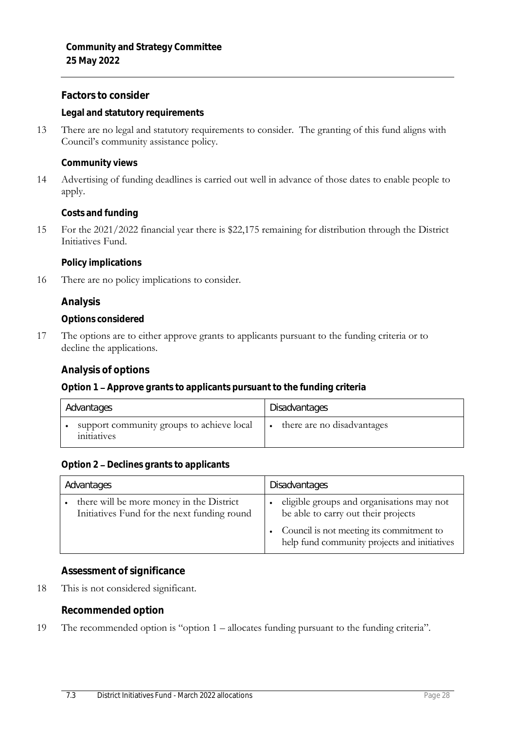## Factors to consider

### Legal and statutory requirements

13 There are no legal and statutory requirements to consider. The granting of this fund aligns with Council's community assistance policy.

### Community views

14 Advertising of funding deadlines is carried out well in advance of those dates to enable people to apply.

### Costs and funding

15 For the 2021/2022 financial year there is $22,175 remaining for distribution through the District Initiatives Fund.

### Policy implications

16 There are no policy implications to consider.

## Analysis

### Options considered

17 The options are to either approve grants to applicants pursuant to the funding criteria or to decline the applications.

## Analysis of options

### Option 1 – Approve grants to applicants pursuant to the funding criteria

| Advantages | Disadvantages |
|---|---|
| • support community groups to achieve local initiatives | • there are no disadvantages |

### Option 2 – Declines grants to applicants

| Advantages | Disadvantages |
|---|---|
| • there will be more money in the District Initiatives Fund for the next funding round | • eligible groups and organisations may not be able to carry out their projects<br>• Council is not meeting its commitment to help fund community projects and initiatives |

## Assessment of significance

18 This is not considered significant.

## Recommended option

19 The recommended option is "option 1 – allocates funding pursuant to the funding criteria".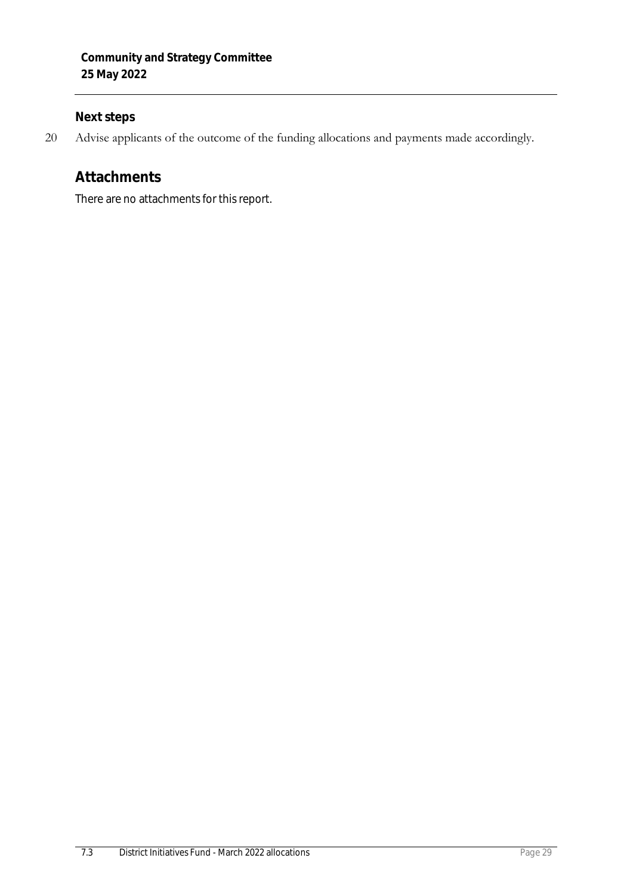### Next steps

20 Advise applicants of the outcome of the funding allocations and payments made accordingly.

## Attachments

There are no attachments for this report.